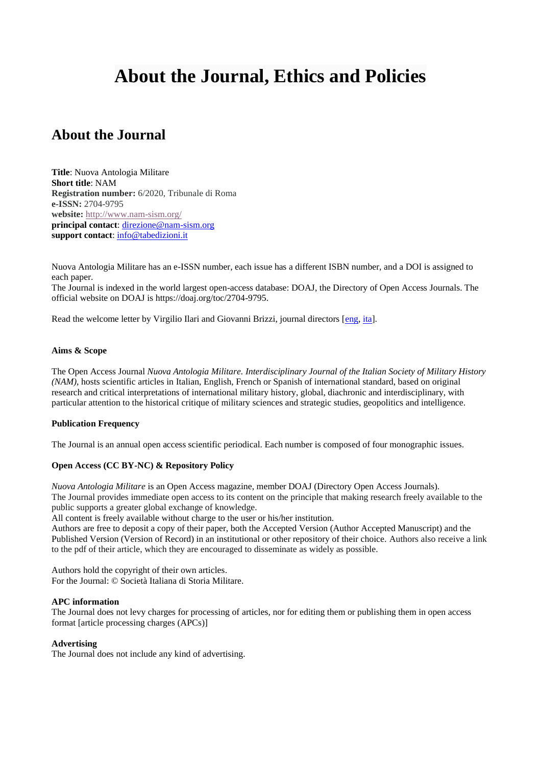# About the Journal, Ethics and Policies

## About the Journal

**Title**: Nuova Antologia Militare
**Short title**: NAM
**Registration number:** 6/2020, Tribunale di Roma
**e-ISSN:** 2704-9795
**website:** http://www.nam-sism.org/
**principal contact**: direzione@nam-sism.org
**support contact**: info@tabedizioni.it

Nuova Antologia Militare has an e-ISSN number, each issue has a different ISBN number, and a DOI is assigned to each paper.
The Journal is indexed in the world largest open-access database: DOAJ, the Directory of Open Access Journals. The official website on DOAJ is https://doaj.org/toc/2704-9795.

Read the welcome letter by Virgilio Ilari and Giovanni Brizzi, journal directors [eng, ita].

**Aims & Scope**

The Open Access Journal *Nuova Antologia Militare. Interdisciplinary Journal of the Italian Society of Military History (NAM)*, hosts scientific articles in Italian, English, French or Spanish of international standard, based on original research and critical interpretations of international military history, global, diachronic and interdisciplinary, with particular attention to the historical critique of military sciences and strategic studies, geopolitics and intelligence.

**Publication Frequency**

The Journal is an annual open access scientific periodical. Each number is composed of four monographic issues.

**Open Access (CC BY-NC) & Repository Policy**

*Nuova Antologia Militare* is an Open Access magazine, member DOAJ (Directory Open Access Journals).
The Journal provides immediate open access to its content on the principle that making research freely available to the public supports a greater global exchange of knowledge.
All content is freely available without charge to the user or his/her institution.
Authors are free to deposit a copy of their paper, both the Accepted Version (Author Accepted Manuscript) and the Published Version (Version of Record) in an institutional or other repository of their choice. Authors also receive a link to the pdf of their article, which they are encouraged to disseminate as widely as possible.

Authors hold the copyright of their own articles.
For the Journal: © Società Italiana di Storia Militare.

**APC information**
The Journal does not levy charges for processing of articles, nor for editing them or publishing them in open access format [article processing charges (APCs)]

**Advertising**
The Journal does not include any kind of advertising.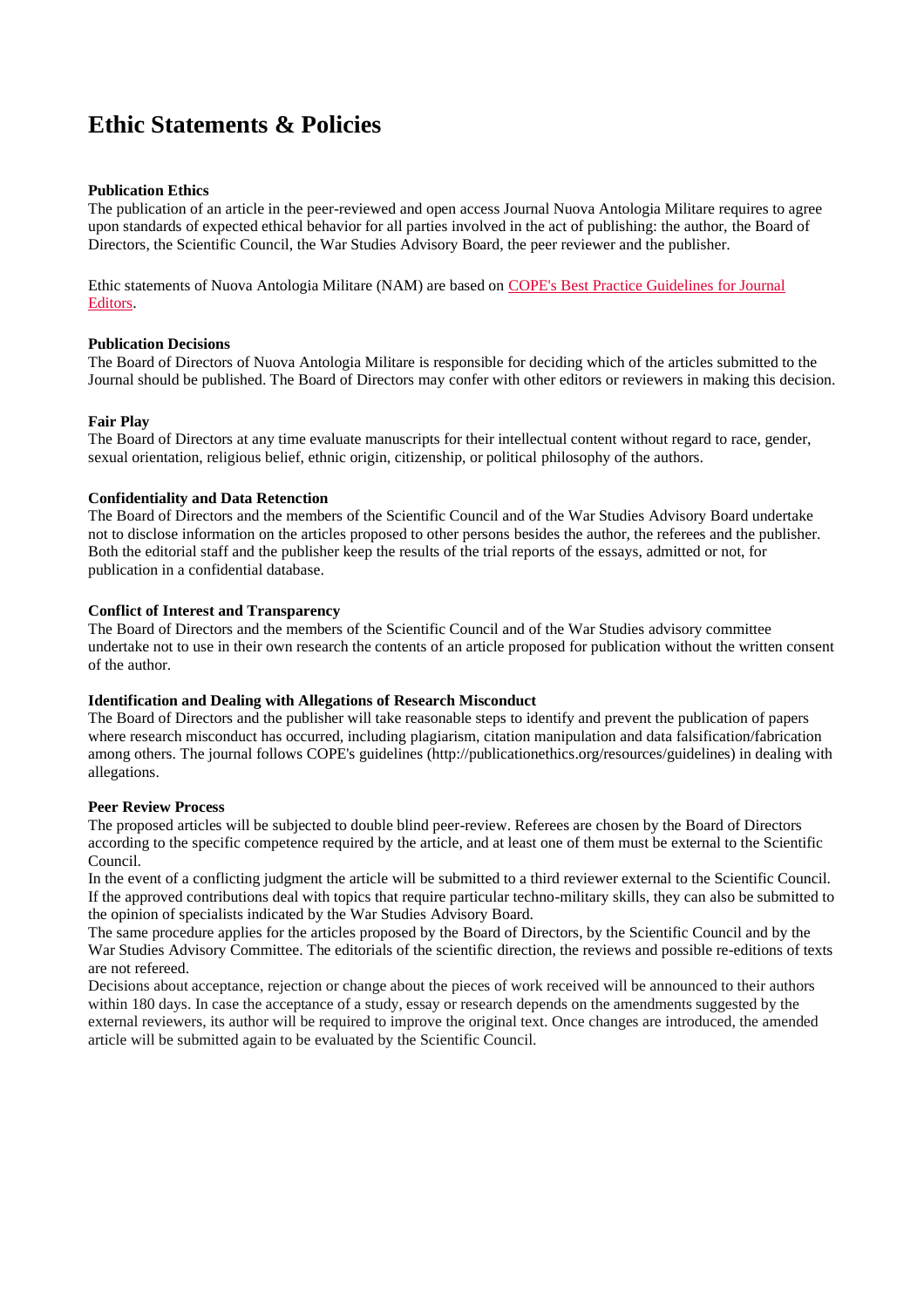# Ethic Statements & Policies

**Publication Ethics**

The publication of an article in the peer-reviewed and open access Journal Nuova Antologia Militare requires to agree upon standards of expected ethical behavior for all parties involved in the act of publishing: the author, the Board of Directors, the Scientific Council, the War Studies Advisory Board, the peer reviewer and the publisher.

Ethic statements of Nuova Antologia Militare (NAM) are based on COPE's Best Practice Guidelines for Journal Editors.

**Publication Decisions**

The Board of Directors of Nuova Antologia Militare is responsible for deciding which of the articles submitted to the Journal should be published. The Board of Directors may confer with other editors or reviewers in making this decision.

**Fair Play**

The Board of Directors at any time evaluate manuscripts for their intellectual content without regard to race, gender, sexual orientation, religious belief, ethnic origin, citizenship, or political philosophy of the authors.

**Confidentiality and Data Retenction**

The Board of Directors and the members of the Scientific Council and of the War Studies Advisory Board undertake not to disclose information on the articles proposed to other persons besides the author, the referees and the publisher. Both the editorial staff and the publisher keep the results of the trial reports of the essays, admitted or not, for publication in a confidential database.

**Conflict of Interest and Transparency**

The Board of Directors and the members of the Scientific Council and of the War Studies advisory committee undertake not to use in their own research the contents of an article proposed for publication without the written consent of the author.

**Identification and Dealing with Allegations of Research Misconduct**

The Board of Directors and the publisher will take reasonable steps to identify and prevent the publication of papers where research misconduct has occurred, including plagiarism, citation manipulation and data falsification/fabrication among others. The journal follows COPE's guidelines (http://publicationethics.org/resources/guidelines) in dealing with allegations.

**Peer Review Process**

The proposed articles will be subjected to double blind peer-review. Referees are chosen by the Board of Directors according to the specific competence required by the article, and at least one of them must be external to the Scientific Council.

In the event of a conflicting judgment the article will be submitted to a third reviewer external to the Scientific Council. If the approved contributions deal with topics that require particular techno-military skills, they can also be submitted to the opinion of specialists indicated by the War Studies Advisory Board.

The same procedure applies for the articles proposed by the Board of Directors, by the Scientific Council and by the War Studies Advisory Committee. The editorials of the scientific direction, the reviews and possible re-editions of texts are not refereed.

Decisions about acceptance, rejection or change about the pieces of work received will be announced to their authors within 180 days. In case the acceptance of a study, essay or research depends on the amendments suggested by the external reviewers, its author will be required to improve the original text. Once changes are introduced, the amended article will be submitted again to be evaluated by the Scientific Council.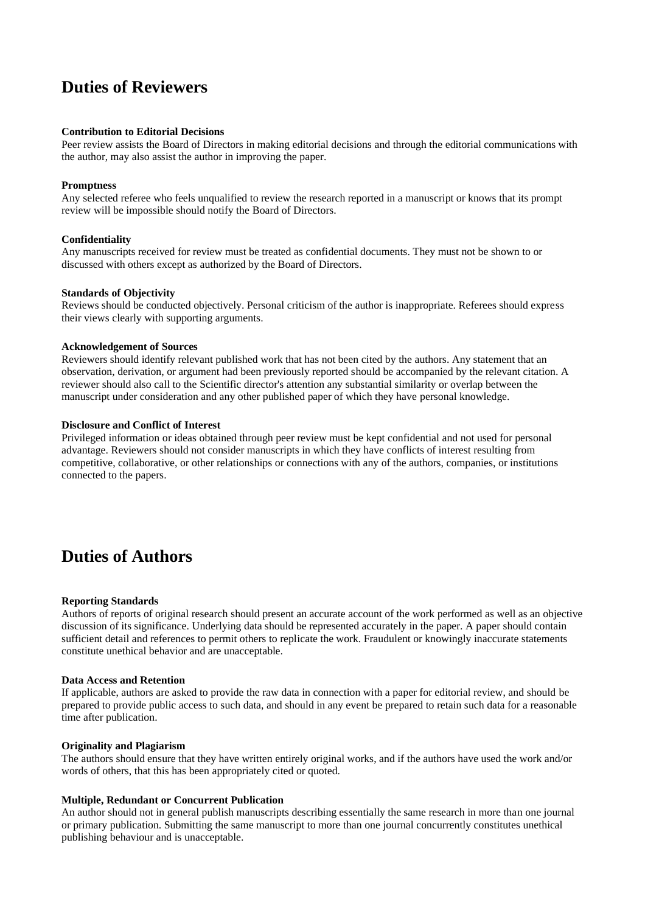## Duties of Reviewers

**Contribution to Editorial Decisions**
Peer review assists the Board of Directors in making editorial decisions and through the editorial communications with the author, may also assist the author in improving the paper.

**Promptness**
Any selected referee who feels unqualified to review the research reported in a manuscript or knows that its prompt review will be impossible should notify the Board of Directors.

**Confidentiality**
Any manuscripts received for review must be treated as confidential documents. They must not be shown to or discussed with others except as authorized by the Board of Directors.

**Standards of Objectivity**
Reviews should be conducted objectively. Personal criticism of the author is inappropriate. Referees should express their views clearly with supporting arguments.

**Acknowledgement of Sources**
Reviewers should identify relevant published work that has not been cited by the authors. Any statement that an observation, derivation, or argument had been previously reported should be accompanied by the relevant citation. A reviewer should also call to the Scientific director's attention any substantial similarity or overlap between the manuscript under consideration and any other published paper of which they have personal knowledge.

**Disclosure and Conflict of Interest**
Privileged information or ideas obtained through peer review must be kept confidential and not used for personal advantage. Reviewers should not consider manuscripts in which they have conflicts of interest resulting from competitive, collaborative, or other relationships or connections with any of the authors, companies, or institutions connected to the papers.

## Duties of Authors

**Reporting Standards**
Authors of reports of original research should present an accurate account of the work performed as well as an objective discussion of its significance. Underlying data should be represented accurately in the paper. A paper should contain sufficient detail and references to permit others to replicate the work. Fraudulent or knowingly inaccurate statements constitute unethical behavior and are unacceptable.

**Data Access and Retention**
If applicable, authors are asked to provide the raw data in connection with a paper for editorial review, and should be prepared to provide public access to such data, and should in any event be prepared to retain such data for a reasonable time after publication.

**Originality and Plagiarism**
The authors should ensure that they have written entirely original works, and if the authors have used the work and/or words of others, that this has been appropriately cited or quoted.

**Multiple, Redundant or Concurrent Publication**
An author should not in general publish manuscripts describing essentially the same research in more than one journal or primary publication. Submitting the same manuscript to more than one journal concurrently constitutes unethical publishing behaviour and is unacceptable.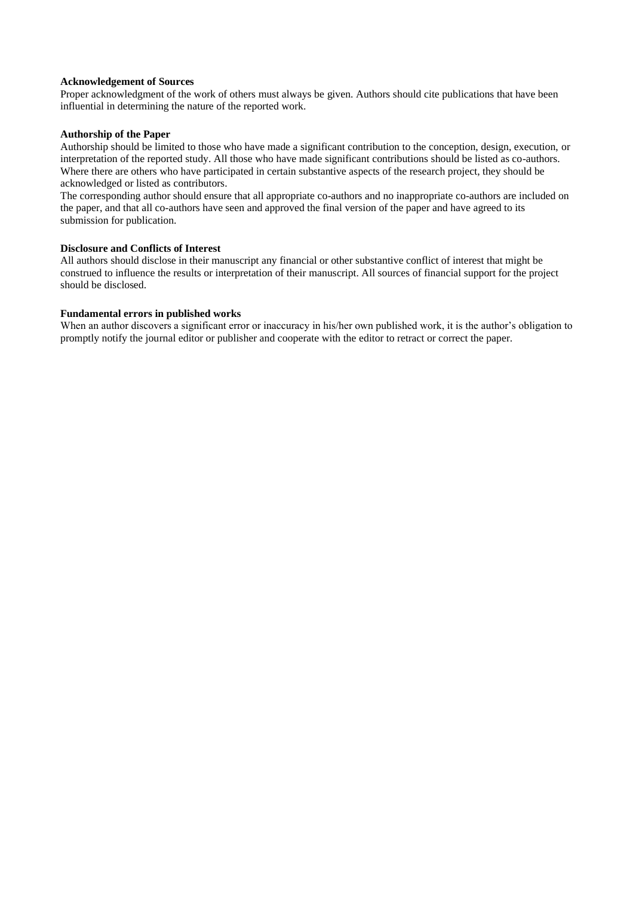**Acknowledgement of Sources**

Proper acknowledgment of the work of others must always be given. Authors should cite publications that have been influential in determining the nature of the reported work.

**Authorship of the Paper**

Authorship should be limited to those who have made a significant contribution to the conception, design, execution, or interpretation of the reported study. All those who have made significant contributions should be listed as co-authors. Where there are others who have participated in certain substantive aspects of the research project, they should be acknowledged or listed as contributors.

The corresponding author should ensure that all appropriate co-authors and no inappropriate co-authors are included on the paper, and that all co-authors have seen and approved the final version of the paper and have agreed to its submission for publication.

**Disclosure and Conflicts of Interest**

All authors should disclose in their manuscript any financial or other substantive conflict of interest that might be construed to influence the results or interpretation of their manuscript. All sources of financial support for the project should be disclosed.

**Fundamental errors in published works**

When an author discovers a significant error or inaccuracy in his/her own published work, it is the author's obligation to promptly notify the journal editor or publisher and cooperate with the editor to retract or correct the paper.